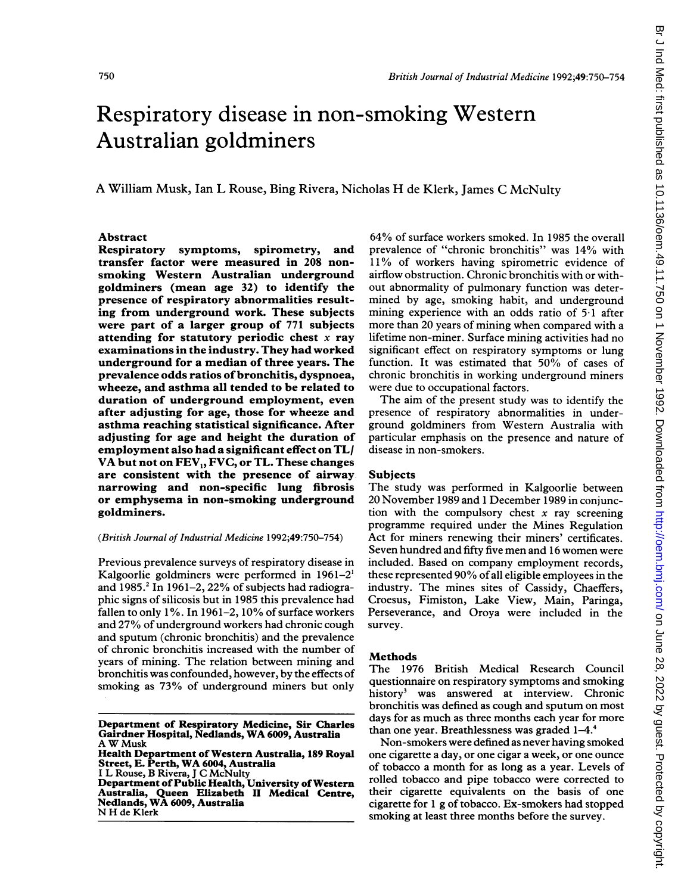# Respiratory disease in non-smoking Western Australian goldminers

A William Musk, Ian L Rouse, Bing Rivera, Nicholas H de Klerk, James C McNulty

## Abstract

**Respiratory symptoms, spirometry, and transfer factor were measured in 208 non-smoking Western Australian underground goldminers (mean age 32) to identify the presence of respiratory abnormalities resulting from underground work. These subjects were part of a larger group of 771 subjects attending for statutory periodic chest *x* ray examinations in the industry. They had worked underground for a median of three years. The prevalence odds ratios of bronchitis, dyspnoea, wheeze, and asthma all tended to be related to duration of underground employment, even after adjusting for age, those for wheeze and asthma reaching statistical significance. After adjusting for age and height the duration of employment also had a significant effect on TL/VA but not on $FEV_1$, FVC, or TL. These changes are consistent with the presence of airway narrowing and non-specific lung fibrosis or emphysema in non-smoking underground goldminers.**

(*British Journal of Industrial Medicine* 1992;49:750–754)

Previous prevalence surveys of respiratory disease in Kalgoorlie goldminers were performed in 1961–2[1] and 1985.[2] In 1961–2, 22% of subjects had radiographic signs of silicosis but in 1985 this prevalence had fallen to only 1%. In 1961–2, 10% of surface workers and 27% of underground workers had chronic cough and sputum (chronic bronchitis) and the prevalence of chronic bronchitis increased with the number of years of mining. The relation between mining and bronchitis was confounded, however, by the effects of smoking as 73% of underground miners but only 64% of surface workers smoked. In 1985 the overall prevalence of "chronic bronchitis" was 14% with 11% of workers having spirometric evidence of airflow obstruction. Chronic bronchitis with or without abnormality of pulmonary function was determined by age, smoking habit, and underground mining experience with an odds ratio of 5·1 after more than 20 years of mining when compared with a lifetime non-miner. Surface mining activities had no significant effect on respiratory symptoms or lung function. It was estimated that 50% of cases of chronic bronchitis in working underground miners were due to occupational factors.

The aim of the present study was to identify the presence of respiratory abnormalities in underground goldminers from Western Australia with particular emphasis on the presence and nature of disease in non-smokers.

## Subjects

The study was performed in Kalgoorlie between 20 November 1989 and 1 December 1989 in conjunction with the compulsory chest *x* ray screening programme required under the Mines Regulation Act for miners renewing their miners' certificates. Seven hundred and fifty five men and 16 women were included. Based on company employment records, these represented 90% of all eligible employees in the industry. The mines sites of Cassidy, Chaeffers, Croesus, Fimiston, Lake View, Main, Paringa, Perseverance, and Oroya were included in the survey.

## Methods

The 1976 British Medical Research Council questionnaire on respiratory symptoms and smoking history[3] was answered at interview. Chronic bronchitis was defined as cough and sputum on most days for as much as three months each year for more than one year. Breathlessness was graded 1–4.[4]

Non-smokers were defined as never having smoked one cigarette a day, or one cigar a week, or one ounce of tobacco a month for as long as a year. Levels of rolled tobacco and pipe tobacco were corrected to their cigarette equivalents on the basis of one cigarette for 1 g of tobacco. Ex-smokers had stopped smoking at least three months before the survey.

---

**Department of Respiratory Medicine, Sir Charles Gairdner Hospital, Nedlands, WA 6009, Australia**
A W Musk
**Health Department of Western Australia, 189 Royal Street, E. Perth, WA 6004, Australia**
I L Rouse, B Rivera, J C McNulty
**Department of Public Health, University of Western Australia, Queen Elizabeth II Medical Centre, Nedlands, WA 6009, Australia**
N H de Klerk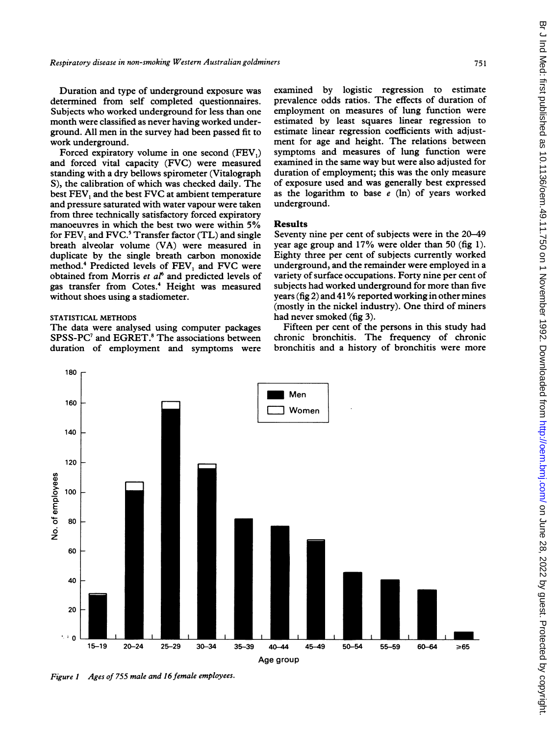Duration and type of underground exposure was determined from self completed questionnaires. Subjects who worked underground for less than one month were classified as never having worked underground. All men in the survey had been passed fit to work underground.

Forced expiratory volume in one second ($FEV_1$) and forced vital capacity (FVC) were measured standing with a dry bellows spirometer (Vitalograph S), the calibration of which was checked daily. The best $FEV_1$ and the best FVC at ambient temperature and pressure saturated with water vapour were taken from three technically satisfactory forced expiratory manoeuvres in which the best two were within 5% for $FEV_1$ and FVC.[5] Transfer factor (TL) and single breath alveolar volume (VA) were measured in duplicate by the single breath carbon monoxide method.[4] Predicted levels of $FEV_1$ and FVC were obtained from Morris *et al*[6] and predicted levels of gas transfer from Cotes.[4] Height was measured without shoes using a stadiometer.

### STATISTICAL METHODS

The data were analysed using computer packages SPSS-PC[7] and EGRET.[8] The associations between duration of employment and symptoms were examined by logistic regression to estimate prevalence odds ratios. The effects of duration of employment on measures of lung function were estimated by least squares linear regression to estimate linear regression coefficients with adjustment for age and height. The relations between symptoms and measures of lung function were examined in the same way but were also adjusted for duration of employment; this was the only measure of exposure used and was generally best expressed as the logarithm to base $e$ (ln) of years worked underground.

## Results

Seventy nine per cent of subjects were in the 20–49 year age group and 17% were older than 50 (fig 1). Eighty three per cent of subjects currently worked underground, and the remainder were employed in a variety of surface occupations. Forty nine per cent of subjects had worked underground for more than five years (fig 2) and 41% reported working in other mines (mostly in the nickel industry). One third of miners had never smoked (fig 3).

Fifteen per cent of the persons in this study had chronic bronchitis. The frequency of chronic bronchitis and a history of bronchitis were more

*Figure 1 Ages of 755 male and 16 female employees.*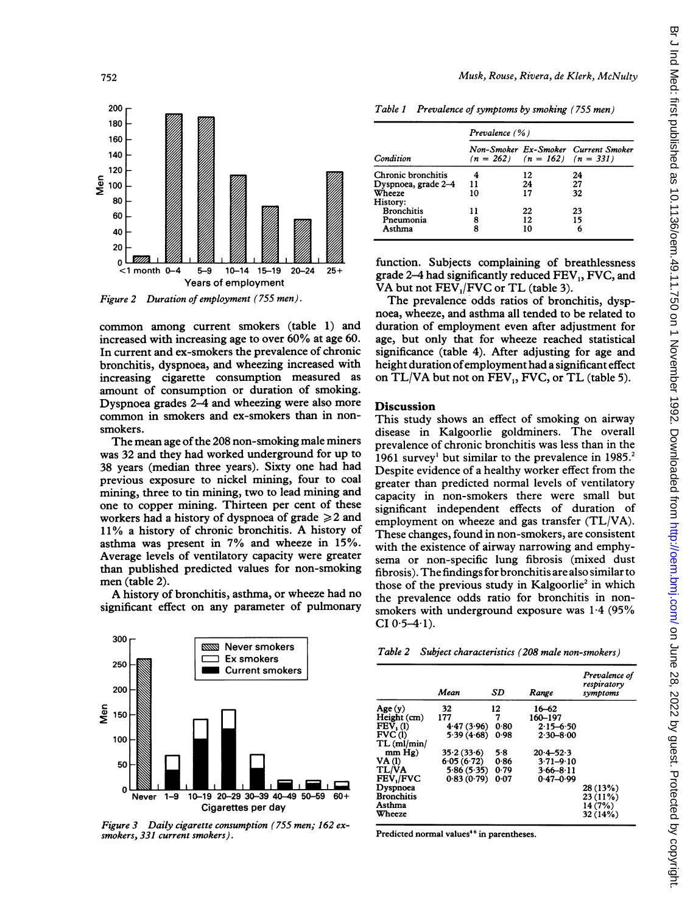Figure 2 Duration of employment (755 men).

common among current smokers (table 1) and increased with increasing age to over 60% at age 60. In current and ex-smokers the prevalence of chronic bronchitis, dyspnoea, and wheezing increased with increasing cigarette consumption measured as amount of consumption or duration of smoking. Dyspnoea grades 2–4 and wheezing were also more common in smokers and ex-smokers than in non-smokers.

The mean age of the 208 non-smoking male miners was 32 and they had worked underground for up to 38 years (median three years). Sixty one had had previous exposure to nickel mining, four to coal mining, three to tin mining, two to lead mining and one to copper mining. Thirteen per cent of these workers had a history of dyspnoea of grade ≥2 and 11% a history of chronic bronchitis. A history of asthma was present in 7% and wheeze in 15%. Average levels of ventilatory capacity were greater than published predicted values for non-smoking men (table 2).

A history of bronchitis, asthma, or wheeze had no significant effect on any parameter of pulmonary function. Subjects complaining of breathlessness grade 2–4 had significantly reduced $FEV_1$, FVC, and VA but not $FEV_1$/FVC or TL (table 3).

The prevalence odds ratios of bronchitis, dyspnoea, wheeze, and asthma all tended to be related to duration of employment even after adjustment for age, but only that for wheeze reached statistical significance (table 4). After adjusting for age and height duration of employment had a significant effect on TL/VA but not on $FEV_1$, FVC, or TL (table 5).

Figure 3 Daily cigarette consumption (755 men; 162 ex-smokers, 331 current smokers).

*Table 1 Prevalence of symptoms by smoking (755 men)*

| Condition | Prevalence (%) Non-Smoker (n = 262) | Ex-Smoker (n = 162) | Current Smoker (n = 331) |
|---|---|---|---|
| Chronic bronchitis | 4 | 12 | 24 |
| Dyspnoea, grade 2–4 | 11 | 24 | 27 |
| Wheeze | 10 | 17 | 32 |
| History: | | | |
| Bronchitis | 11 | 22 | 23 |
| Pneumonia | 8 | 12 | 15 |
| Asthma | 8 | 10 | 6 |

## Discussion

This study shows an effect of smoking on airway disease in Kalgoorlie goldminers. The overall prevalence of chronic bronchitis was less than in the 1961 survey[1] but similar to the prevalence in 1985.[2] Despite evidence of a healthy worker effect from the greater than predicted normal levels of ventilatory capacity in non-smokers there were small but significant independent effects of duration of employment on wheeze and gas transfer (TL/VA). These changes, found in non-smokers, are consistent with the existence of airway narrowing and emphysema or non-specific lung fibrosis (mixed dust fibrosis). The findings for bronchitis are also similar to those of the previous study in Kalgoorlie[2] in which the prevalence odds ratio for bronchitis in non-smokers with underground exposure was 1·4 (95% CI 0·5–4·1).

*Table 2 Subject characteristics (208 male non-smokers)*

| | Mean | SD | Range | Prevalence of respiratory symptoms |
|---|---|---|---|---|
| Age (y) | 32 | 12 | 16–62 | |
| Height (cm) | 177 | 7 | 160–197 | |
| $FEV_1$ (l) | 4·47 (3·96) | 0·80 | 2·15–6·50 | |
| FVC (l) | 5·39 (4·68) | 0·98 | 2·30–8·00 | |
| TL (ml/min/mm Hg) | 35·2 (33·6) | 5·8 | 20·4–52·3 | |
| VA (l) | 6·05 (6·72) | 0·86 | 3·71–9·10 | |
| TL/VA | 5·86 (5·35) | 0·79 | 3·66–8·11 | |
| $FEV_1$/FVC | 0·83 (0·79) | 0·07 | 0·47–0·99 | |
| Dyspnoea | | | | 28 (13%) |
| Bronchitis | | | | 23 (11%) |
| Asthma | | | | 14 (7%) |
| Wheeze | | | | 32 (14%) |

Predicted normal values[4 6] in parentheses.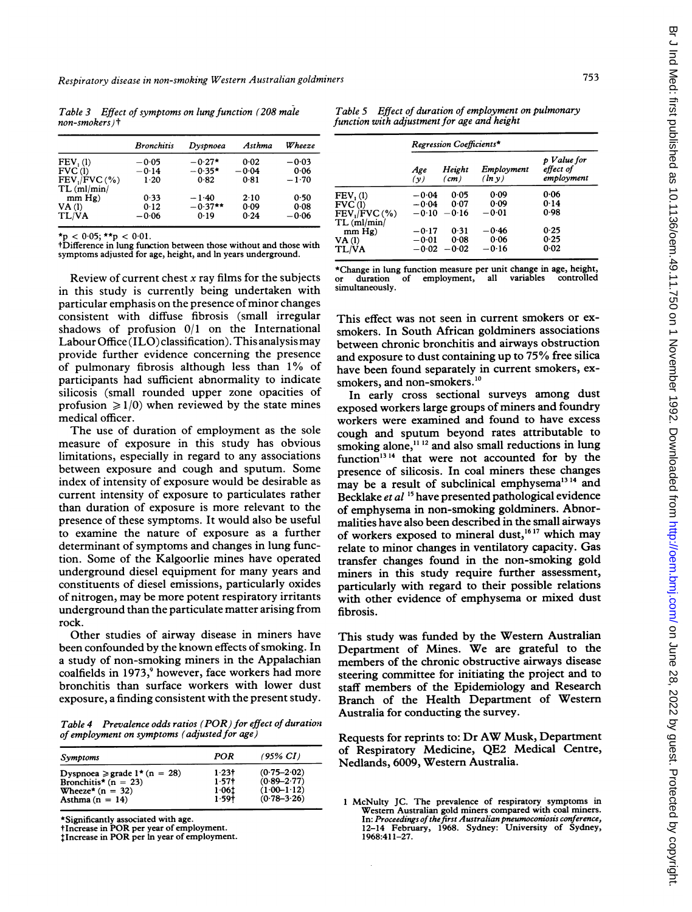Table 3 *Effect of symptoms on lung function (208 male non-smokers)*†

| | Bronchitis | Dyspnoea | Asthma | Wheeze |
|---|---|---|---|---|
| $FEV_1$ (l) | −0·05 | −0·27* | 0·02 | −0·03 |
| FVC (l) | −0·14 | −0·35* | −0·04 | 0·06 |
| $FEV_1$/FVC (%) | 1·20 | 0·82 | 0·81 | −1·70 |
| TL (ml/min/ mm Hg) | 0·33 | −1·40 | 2·10 | 0·50 |
| VA (l) | 0·12 | −0·37** | 0·09 | 0·08 |
| TL/VA | −0·06 | 0·19 | 0·24 | −0·06 |

*$p < 0·05$; **$p < 0·01$.
†Difference in lung function between those without and those with symptoms adjusted for age, height, and ln years underground.

Review of current chest *x* ray films for the subjects in this study is currently being undertaken with particular emphasis on the presence of minor changes consistent with diffuse fibrosis (small irregular shadows of profusion 0/1 on the International Labour Office (ILO) classification). This analysis may provide further evidence concerning the presence of pulmonary fibrosis although less than 1% of participants had sufficient abnormality to indicate silicosis (small rounded upper zone opacities of profusion ≥ 1/0) when reviewed by the state mines medical officer.

The use of duration of employment as the sole measure of exposure in this study has obvious limitations, especially in regard to any associations between exposure and cough and sputum. Some index of intensity of exposure would be desirable as current intensity of exposure to particulates rather than duration of exposure is more relevant to the presence of these symptoms. It would also be useful to examine the nature of exposure as a further determinant of symptoms and changes in lung function. Some of the Kalgoorlie mines have operated underground diesel equipment for many years and constituents of diesel emissions, particularly oxides of nitrogen, may be more potent respiratory irritants underground than the particulate matter arising from rock.

Other studies of airway disease in miners have been confounded by the known effects of smoking. In a study of non-smoking miners in the Appalachian coalfields in 1973,[9] however, face workers had more bronchitis than surface workers with lower dust exposure, a finding consistent with the present study.

Table 4 *Prevalence odds ratios (POR) for effect of duration of employment on symptoms (adjusted for age)*

| Symptoms | POR | (95% CI) |
|---|---|---|
| Dyspnoea ≥ grade 1* (n = 28) | 1·23† | (0·75–2·02) |
| Bronchitis* (n = 23) | 1·57† | (0·89–2·77) |
| Wheeze* (n = 32) | 1·06‡ | (1·00–1·12) |
| Asthma (n = 14) | 1·59† | (0·78–3·26) |

*Significantly associated with age.
†Increase in POR per year of employment.
‡Increase in POR per ln year of employment.

Table 5 *Effect of duration of employment on pulmonary function with adjustment for age and height*

| | Regression Coefficients* | | | |
|---|---|---|---|---|
| | Age (y) | Height (cm) | Employment (ln y) | p Value for effect of employment |
| $FEV_1$ (l) | −0·04 | 0·05 | 0·09 | 0·06 |
| FVC (l) | −0·04 | 0·07 | 0·09 | 0·14 |
| $FEV_1$/FVC (%) | −0·10 | −0·16 | −0·01 | 0·98 |
| TL (ml/min/ mm Hg) | −0·17 | 0·31 | −0·46 | 0·25 |
| VA (l) | −0·01 | 0·08 | 0·06 | 0·25 |
| TL/VA | −0·02 | −0·02 | −0·16 | 0·02 |

*Change in lung function measure per unit change in age, height, or duration of employment, all variables controlled simultaneously.

This effect was not seen in current smokers or ex-smokers. In South African goldminers associations between chronic bronchitis and airways obstruction and exposure to dust containing up to 75% free silica have been found separately in current smokers, ex-smokers, and non-smokers.[10]

In early cross sectional surveys among dust exposed workers large groups of miners and foundry workers were examined and found to have excess cough and sputum beyond rates attributable to smoking alone,[11,12] and also small reductions in lung function[13,14] that were not accounted for by the presence of silicosis. In coal miners these changes may be a result of subclinical emphysema[13,14] and Becklake *et al*[15] have presented pathological evidence of emphysema in non-smoking goldminers. Abnormalities have also been described in the small airways of workers exposed to mineral dust,[16,17] which may relate to minor changes in ventilatory capacity. Gas transfer changes found in the non-smoking gold miners in this study require further assessment, particularly with regard to their possible relations with other evidence of emphysema or mixed dust fibrosis.

This study was funded by the Western Australian Department of Mines. We are grateful to the members of the chronic obstructive airways disease steering committee for initiating the project and to staff members of the Epidemiology and Research Branch of the Health Department of Western Australia for conducting the survey.

Requests for reprints to: Dr AW Musk, Department of Respiratory Medicine, QE2 Medical Centre, Nedlands, 6009, Western Australia.

1 McNulty JC. The prevalence of respiratory symptoms in Western Australian gold miners compared with coal miners. In: *Proceedings of the first Australian pneumoconiosis conference*, 12–14 February, 1968. Sydney: University of Sydney, 1968:411–27.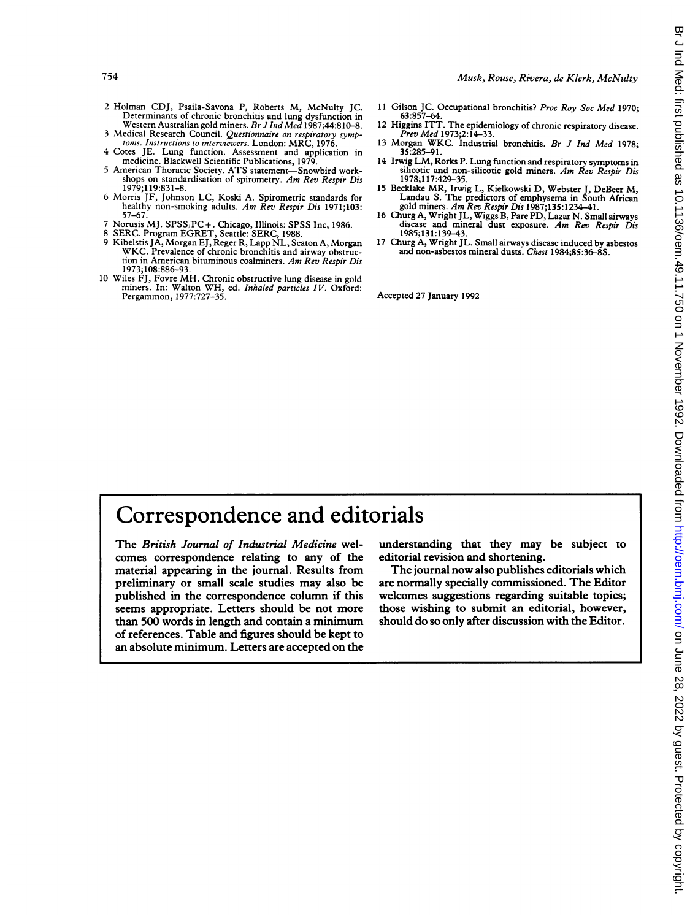2 Holman CDJ, Psaila-Savona P, Roberts M, McNulty JC. Determinants of chronic bronchitis and lung dysfunction in Western Australian gold miners. *Br J Ind Med* 1987;**44**:810–8.
3 Medical Research Council. *Questionnaire on respiratory symptoms. Instructions to interviewers*. London: MRC, 1976.
4 Cotes JE. Lung function. Assessment and application in medicine. Blackwell Scientific Publications, 1979.
5 American Thoracic Society. ATS statement—Snowbird workshops on standardisation of spirometry. *Am Rev Respir Dis* 1979;**119**:831–8.
6 Morris JF, Johnson LC, Koski A. Spirometric standards for healthy non-smoking adults. *Am Rev Respir Dis* 1971;**103**:57–67.
7 Norusis MJ. SPSS/PC+. Chicago, Illinois: SPSS Inc, 1986.
8 SERC. Program EGRET, Seattle: SERC, 1988.
9 Kibelstis JA, Morgan EJ, Reger R, Lapp NL, Seaton A, Morgan WKC. Prevalence of chronic bronchitis and airway obstruction in American bituminous coalminers. *Am Rev Respir Dis* 1973;**108**:886–93.
10 Wiles FJ, Fovre MH. Chronic obstructive lung disease in gold miners. In: Walton WH, ed. *Inhaled particles IV*. Oxford: Pergammon, 1977:727–35.
11 Gilson JC. Occupational bronchitis? *Proc Roy Soc Med* 1970; **63**:857–64.
12 Higgins ITT. The epidemiology of chronic respiratory disease. *Prev Med* 1973;**2**:14–33.
13 Morgan WKC. Industrial bronchitis. *Br J Ind Med* 1978; **35**:285–91.
14 Irwig LM, Rorks P. Lung function and respiratory symptoms in silicotic and non-silicotic gold miners. *Am Rev Respir Dis* 1978;**117**:429–35.
15 Becklake MR, Irwig L, Kielkowski D, Webster J, DeBeer M, Landau S. The predictors of emphysema in South African gold miners. *Am Rev Respir Dis* 1987;**135**:1234–41.
16 Churg A, Wright JL, Wiggs B, Pare PD, Lazar N. Small airways disease and mineral dust exposure. *Am Rev Respir Dis* 1985;**131**:139–43.
17 Churg A, Wright JL. Small airways disease induced by asbestos and non-asbestos mineral dusts. *Chest* 1984;**85**:36–8S.

Accepted 27 January 1992

# Correspondence and editorials

The *British Journal of Industrial Medicine* welcomes correspondence relating to any of the material appearing in the journal. Results from preliminary or small scale studies may also be published in the correspondence column if this seems appropriate. Letters should be not more than 500 words in length and contain a minimum of references. Table and figures should be kept to an absolute minimum. Letters are accepted on the understanding that they may be subject to editorial revision and shortening.

The journal now also publishes editorials which are normally specially commissioned. The Editor welcomes suggestions regarding suitable topics; those wishing to submit an editorial, however, should do so only after discussion with the Editor.